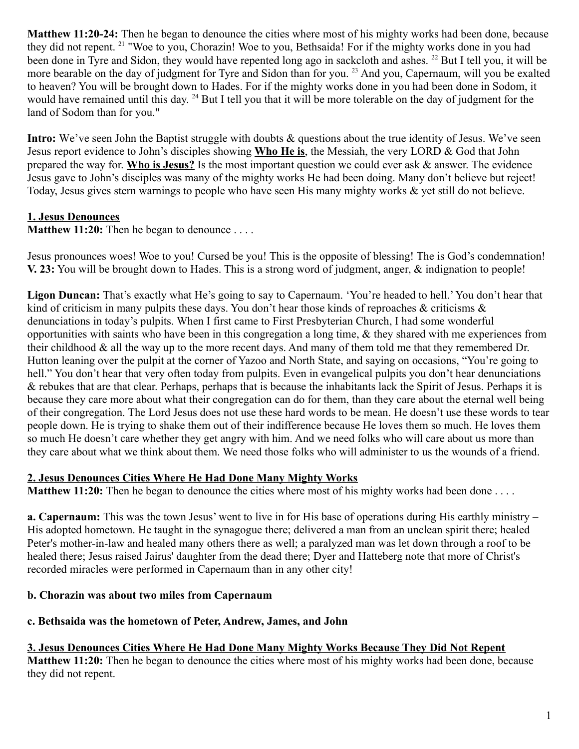**Matthew 11:20-24:** Then he began to denounce the cities where most of his mighty works had been done, because they did not repent. [21] "Woe to you, Chorazin! Woe to you, Bethsaida! For if the mighty works done in you had been done in Tyre and Sidon, they would have repented long ago in sackcloth and ashes. [22] But I tell you, it will be more bearable on the day of judgment for Tyre and Sidon than for you. [23] And you, Capernaum, will you be exalted to heaven? You will be brought down to Hades. For if the mighty works done in you had been done in Sodom, it would have remained until this day. [24] But I tell you that it will be more tolerable on the day of judgment for the land of Sodom than for you."

**Intro:** We've seen John the Baptist struggle with doubts & questions about the true identity of Jesus. We've seen Jesus report evidence to John's disciples showing **Who He is**, the Messiah, the very LORD & God that John prepared the way for. **Who is Jesus?** Is the most important question we could ever ask & answer. The evidence Jesus gave to John's disciples was many of the mighty works He had been doing. Many don't believe but reject! Today, Jesus gives stern warnings to people who have seen His many mighty works & yet still do not believe.

## 1. Jesus Denounces

**Matthew 11:20:** Then he began to denounce . . . .

Jesus pronounces woes! Woe to you! Cursed be you! This is the opposite of blessing! The is God's condemnation! **V. 23:** You will be brought down to Hades. This is a strong word of judgment, anger, & indignation to people!

**Ligon Duncan:** That's exactly what He's going to say to Capernaum. 'You're headed to hell.' You don't hear that kind of criticism in many pulpits these days. You don't hear those kinds of reproaches & criticisms & denunciations in today's pulpits. When I first came to First Presbyterian Church, I had some wonderful opportunities with saints who have been in this congregation a long time, & they shared with me experiences from their childhood & all the way up to the more recent days. And many of them told me that they remembered Dr. Hutton leaning over the pulpit at the corner of Yazoo and North State, and saying on occasions, "You're going to hell." You don't hear that very often today from pulpits. Even in evangelical pulpits you don't hear denunciations & rebukes that are that clear. Perhaps, perhaps that is because the inhabitants lack the Spirit of Jesus. Perhaps it is because they care more about what their congregation can do for them, than they care about the eternal well being of their congregation. The Lord Jesus does not use these hard words to be mean. He doesn't use these words to tear people down. He is trying to shake them out of their indifference because He loves them so much. He loves them so much He doesn't care whether they get angry with him. And we need folks who will care about us more than they care about what we think about them. We need those folks who will administer to us the wounds of a friend.

## 2. Jesus Denounces Cities Where He Had Done Many Mighty Works

**Matthew 11:20:** Then he began to denounce the cities where most of his mighty works had been done . . . .

**a. Capernaum:** This was the town Jesus' went to live in for His base of operations during His earthly ministry – His adopted hometown. He taught in the synagogue there; delivered a man from an unclean spirit there; healed Peter's mother-in-law and healed many others there as well; a paralyzed man was let down through a roof to be healed there; Jesus raised Jairus' daughter from the dead there; Dyer and Hatteberg note that more of Christ's recorded miracles were performed in Capernaum than in any other city!

**b. Chorazin was about two miles from Capernaum**

**c. Bethsaida was the hometown of Peter, Andrew, James, and John**

## 3. Jesus Denounces Cities Where He Had Done Many Mighty Works Because They Did Not Repent

**Matthew 11:20:** Then he began to denounce the cities where most of his mighty works had been done, because they did not repent.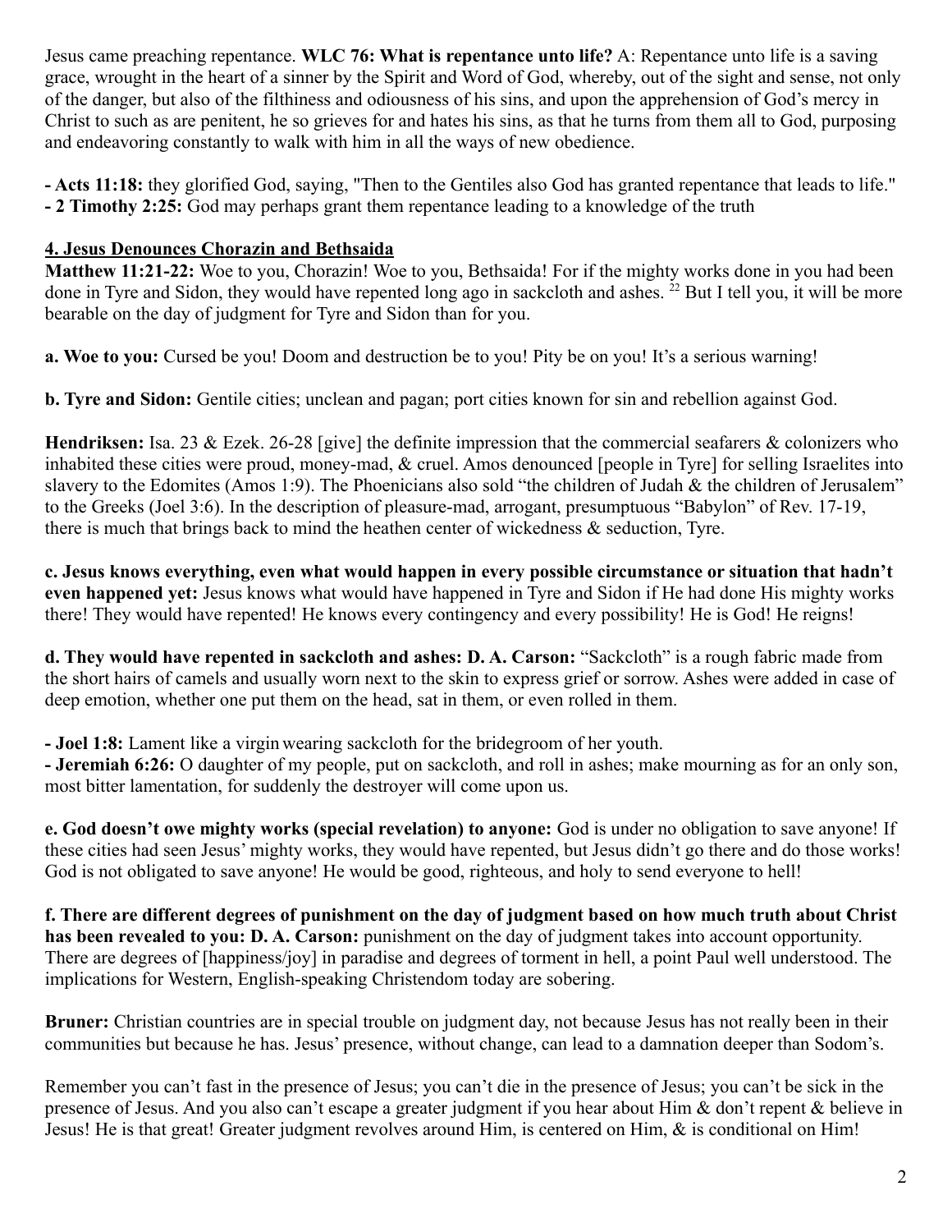Jesus came preaching repentance. **WLC 76: What is repentance unto life?** A: Repentance unto life is a saving grace, wrought in the heart of a sinner by the Spirit and Word of God, whereby, out of the sight and sense, not only of the danger, but also of the filthiness and odiousness of his sins, and upon the apprehension of God's mercy in Christ to such as are penitent, he so grieves for and hates his sins, as that he turns from them all to God, purposing and endeavoring constantly to walk with him in all the ways of new obedience.

**- Acts 11:18:** they glorified God, saying, "Then to the Gentiles also God has granted repentance that leads to life."
**- 2 Timothy 2:25:** God may perhaps grant them repentance leading to a knowledge of the truth

**4. Jesus Denounces Chorazin and Bethsaida**

**Matthew 11:21-22:** Woe to you, Chorazin! Woe to you, Bethsaida! For if the mighty works done in you had been done in Tyre and Sidon, they would have repented long ago in sackcloth and ashes. [22] But I tell you, it will be more bearable on the day of judgment for Tyre and Sidon than for you.

**a. Woe to you:** Cursed be you! Doom and destruction be to you! Pity be on you! It's a serious warning!

**b. Tyre and Sidon:** Gentile cities; unclean and pagan; port cities known for sin and rebellion against God.

**Hendriksen:** Isa. 23 & Ezek. 26-28 [give] the definite impression that the commercial seafarers & colonizers who inhabited these cities were proud, money-mad, & cruel. Amos denounced [people in Tyre] for selling Israelites into slavery to the Edomites (Amos 1:9). The Phoenicians also sold "the children of Judah & the children of Jerusalem" to the Greeks (Joel 3:6). In the description of pleasure-mad, arrogant, presumptuous "Babylon" of Rev. 17-19, there is much that brings back to mind the heathen center of wickedness & seduction, Tyre.

**c. Jesus knows everything, even what would happen in every possible circumstance or situation that hadn't even happened yet:** Jesus knows what would have happened in Tyre and Sidon if He had done His mighty works there! They would have repented! He knows every contingency and every possibility! He is God! He reigns!

**d. They would have repented in sackcloth and ashes: D. A. Carson:** "Sackcloth" is a rough fabric made from the short hairs of camels and usually worn next to the skin to express grief or sorrow. Ashes were added in case of deep emotion, whether one put them on the head, sat in them, or even rolled in them.

**- Joel 1:8:** Lament like a virgin wearing sackcloth for the bridegroom of her youth.
**- Jeremiah 6:26:** O daughter of my people, put on sackcloth, and roll in ashes; make mourning as for an only son, most bitter lamentation, for suddenly the destroyer will come upon us.

**e. God doesn't owe mighty works (special revelation) to anyone:** God is under no obligation to save anyone! If these cities had seen Jesus' mighty works, they would have repented, but Jesus didn't go there and do those works! God is not obligated to save anyone! He would be good, righteous, and holy to send everyone to hell!

**f. There are different degrees of punishment on the day of judgment based on how much truth about Christ has been revealed to you: D. A. Carson:** punishment on the day of judgment takes into account opportunity. There are degrees of [happiness/joy] in paradise and degrees of torment in hell, a point Paul well understood. The implications for Western, English-speaking Christendom today are sobering.

**Bruner:** Christian countries are in special trouble on judgment day, not because Jesus has not really been in their communities but because he has. Jesus' presence, without change, can lead to a damnation deeper than Sodom's.

Remember you can't fast in the presence of Jesus; you can't die in the presence of Jesus; you can't be sick in the presence of Jesus. And you also can't escape a greater judgment if you hear about Him & don't repent & believe in Jesus! He is that great! Greater judgment revolves around Him, is centered on Him, & is conditional on Him!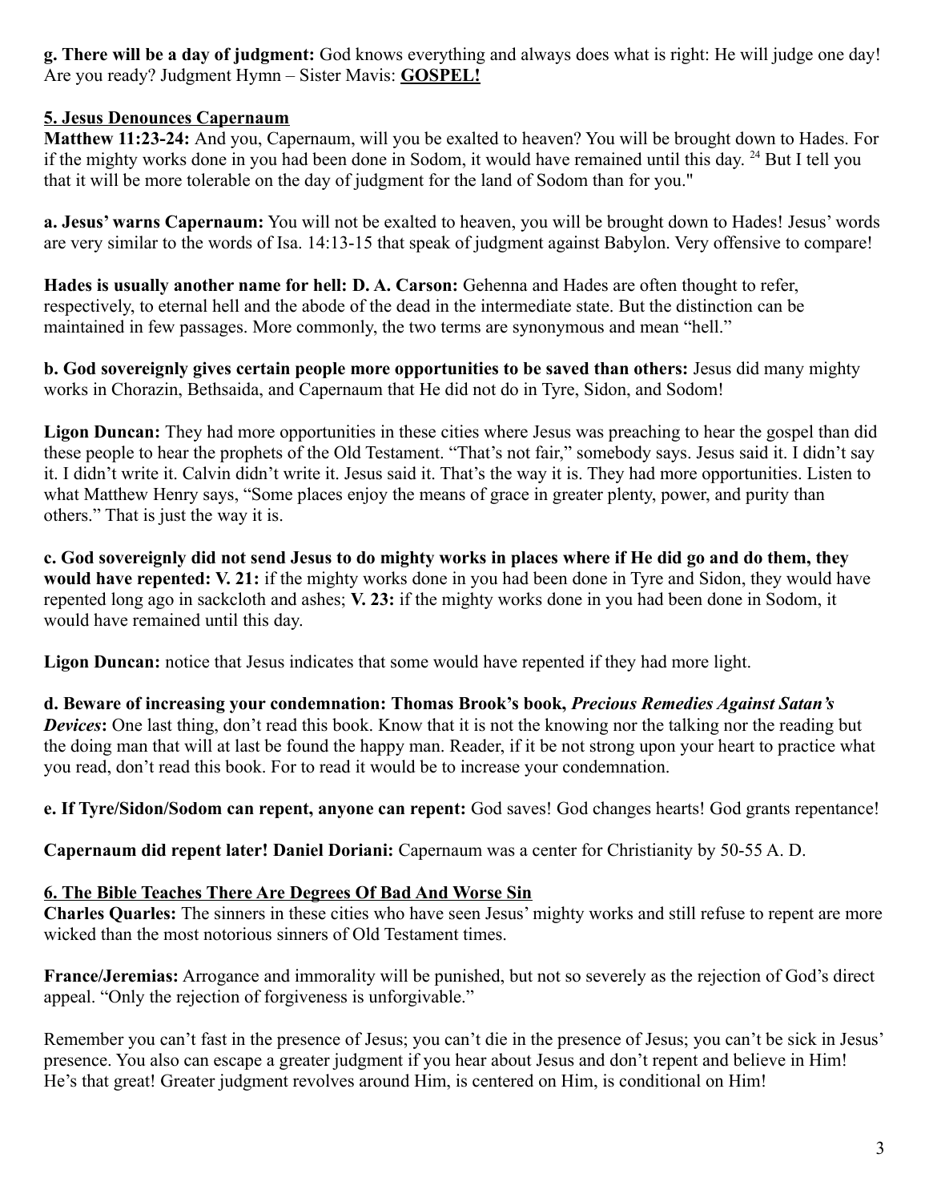**g. There will be a day of judgment:** God knows everything and always does what is right: He will judge one day! Are you ready? Judgment Hymn – Sister Mavis: **GOSPEL!**

## 5. Jesus Denounces Capernaum

**Matthew 11:23-24:** And you, Capernaum, will you be exalted to heaven? You will be brought down to Hades. For if the mighty works done in you had been done in Sodom, it would have remained until this day. [24] But I tell you that it will be more tolerable on the day of judgment for the land of Sodom than for you."

**a. Jesus' warns Capernaum:** You will not be exalted to heaven, you will be brought down to Hades! Jesus' words are very similar to the words of Isa. 14:13-15 that speak of judgment against Babylon. Very offensive to compare!

**Hades is usually another name for hell: D. A. Carson:** Gehenna and Hades are often thought to refer, respectively, to eternal hell and the abode of the dead in the intermediate state. But the distinction can be maintained in few passages. More commonly, the two terms are synonymous and mean "hell."

**b. God sovereignly gives certain people more opportunities to be saved than others:** Jesus did many mighty works in Chorazin, Bethsaida, and Capernaum that He did not do in Tyre, Sidon, and Sodom!

**Ligon Duncan:** They had more opportunities in these cities where Jesus was preaching to hear the gospel than did these people to hear the prophets of the Old Testament. "That's not fair," somebody says. Jesus said it. I didn't say it. I didn't write it. Calvin didn't write it. Jesus said it. That's the way it is. They had more opportunities. Listen to what Matthew Henry says, "Some places enjoy the means of grace in greater plenty, power, and purity than others." That is just the way it is.

**c. God sovereignly did not send Jesus to do mighty works in places where if He did go and do them, they would have repented: V. 21:** if the mighty works done in you had been done in Tyre and Sidon, they would have repented long ago in sackcloth and ashes; **V. 23:** if the mighty works done in you had been done in Sodom, it would have remained until this day.

**Ligon Duncan:** notice that Jesus indicates that some would have repented if they had more light.

**d. Beware of increasing your condemnation: Thomas Brook's book, *Precious Remedies Against Satan's Devices*:** One last thing, don't read this book. Know that it is not the knowing nor the talking nor the reading but the doing man that will at last be found the happy man. Reader, if it be not strong upon your heart to practice what you read, don't read this book. For to read it would be to increase your condemnation.

**e. If Tyre/Sidon/Sodom can repent, anyone can repent:** God saves! God changes hearts! God grants repentance!

**Capernaum did repent later! Daniel Doriani:** Capernaum was a center for Christianity by 50-55 A. D.

## 6. The Bible Teaches There Are Degrees Of Bad And Worse Sin

**Charles Quarles:** The sinners in these cities who have seen Jesus' mighty works and still refuse to repent are more wicked than the most notorious sinners of Old Testament times.

**France/Jeremias:** Arrogance and immorality will be punished, but not so severely as the rejection of God's direct appeal. "Only the rejection of forgiveness is unforgivable."

Remember you can't fast in the presence of Jesus; you can't die in the presence of Jesus; you can't be sick in Jesus' presence. You also can escape a greater judgment if you hear about Jesus and don't repent and believe in Him! He's that great! Greater judgment revolves around Him, is centered on Him, is conditional on Him!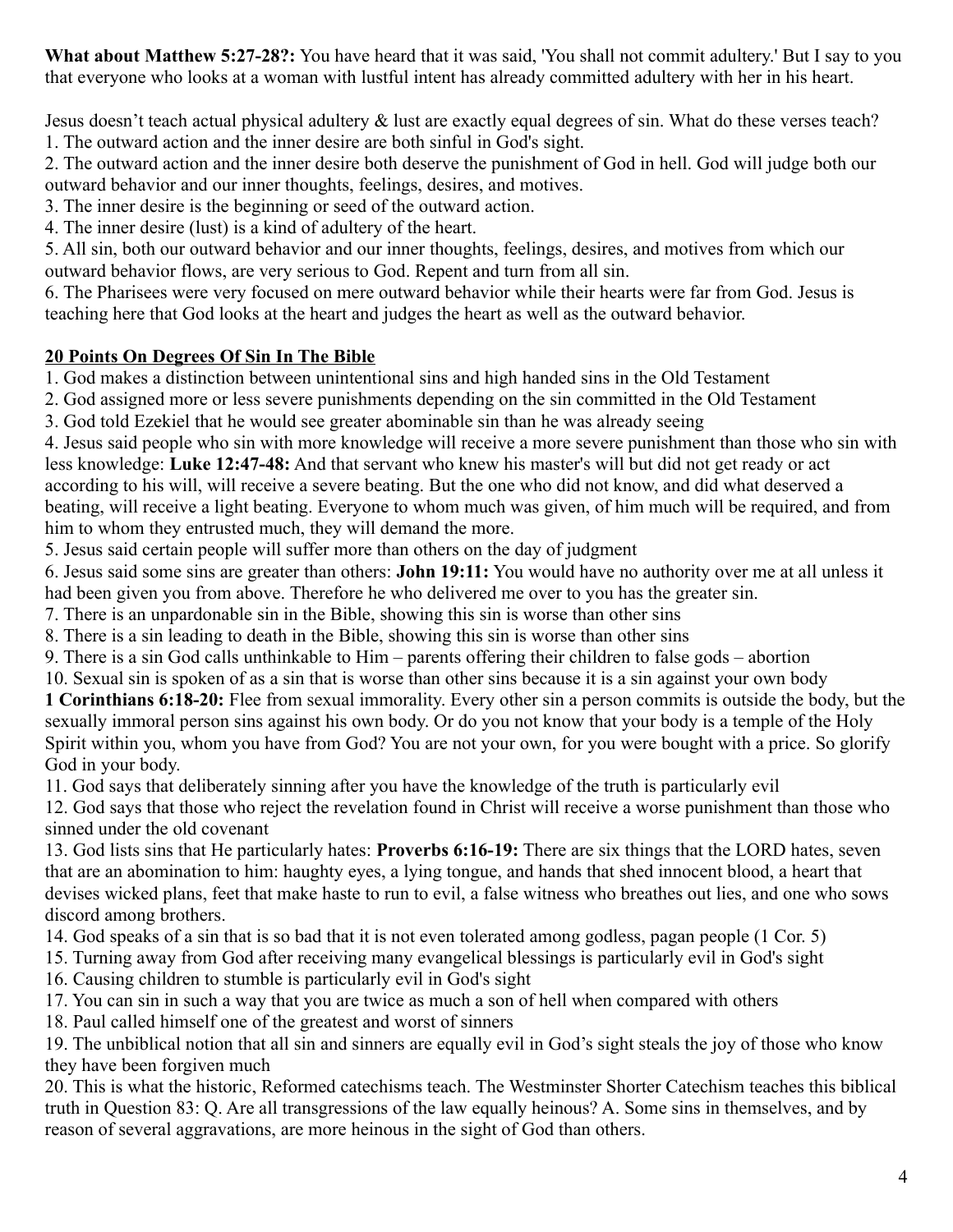**What about Matthew 5:27-28?:** You have heard that it was said, 'You shall not commit adultery.' But I say to you that everyone who looks at a woman with lustful intent has already committed adultery with her in his heart.

Jesus doesn't teach actual physical adultery & lust are exactly equal degrees of sin. What do these verses teach?

1. The outward action and the inner desire are both sinful in God's sight.
2. The outward action and the inner desire both deserve the punishment of God in hell. God will judge both our outward behavior and our inner thoughts, feelings, desires, and motives.
3. The inner desire is the beginning or seed of the outward action.
4. The inner desire (lust) is a kind of adultery of the heart.
5. All sin, both our outward behavior and our inner thoughts, feelings, desires, and motives from which our outward behavior flows, are very serious to God. Repent and turn from all sin.
6. The Pharisees were very focused on mere outward behavior while their hearts were far from God. Jesus is teaching here that God looks at the heart and judges the heart as well as the outward behavior.

## 20 Points On Degrees Of Sin In The Bible

1. God makes a distinction between unintentional sins and high handed sins in the Old Testament
2. God assigned more or less severe punishments depending on the sin committed in the Old Testament
3. God told Ezekiel that he would see greater abominable sin than he was already seeing
4. Jesus said people who sin with more knowledge will receive a more severe punishment than those who sin with less knowledge: **Luke 12:47-48:** And that servant who knew his master's will but did not get ready or act according to his will, will receive a severe beating. But the one who did not know, and did what deserved a beating, will receive a light beating. Everyone to whom much was given, of him much will be required, and from him to whom they entrusted much, they will demand the more.
5. Jesus said certain people will suffer more than others on the day of judgment
6. Jesus said some sins are greater than others: **John 19:11:** You would have no authority over me at all unless it had been given you from above. Therefore he who delivered me over to you has the greater sin.
7. There is an unpardonable sin in the Bible, showing this sin is worse than other sins
8. There is a sin leading to death in the Bible, showing this sin is worse than other sins
9. There is a sin God calls unthinkable to Him – parents offering their children to false gods – abortion
10. Sexual sin is spoken of as a sin that is worse than other sins because it is a sin against your own body **1 Corinthians 6:18-20:** Flee from sexual immorality. Every other sin a person commits is outside the body, but the sexually immoral person sins against his own body. Or do you not know that your body is a temple of the Holy Spirit within you, whom you have from God? You are not your own, for you were bought with a price. So glorify God in your body.
11. God says that deliberately sinning after you have the knowledge of the truth is particularly evil
12. God says that those who reject the revelation found in Christ will receive a worse punishment than those who sinned under the old covenant
13. God lists sins that He particularly hates: **Proverbs 6:16-19:** There are six things that the LORD hates, seven that are an abomination to him: haughty eyes, a lying tongue, and hands that shed innocent blood, a heart that devises wicked plans, feet that make haste to run to evil, a false witness who breathes out lies, and one who sows discord among brothers.
14. God speaks of a sin that is so bad that it is not even tolerated among godless, pagan people (1 Cor. 5)
15. Turning away from God after receiving many evangelical blessings is particularly evil in God's sight
16. Causing children to stumble is particularly evil in God's sight
17. You can sin in such a way that you are twice as much a son of hell when compared with others
18. Paul called himself one of the greatest and worst of sinners
19. The unbiblical notion that all sin and sinners are equally evil in God's sight steals the joy of those who know they have been forgiven much
20. This is what the historic, Reformed catechisms teach. The Westminster Shorter Catechism teaches this biblical truth in Question 83: Q. Are all transgressions of the law equally heinous? A. Some sins in themselves, and by reason of several aggravations, are more heinous in the sight of God than others.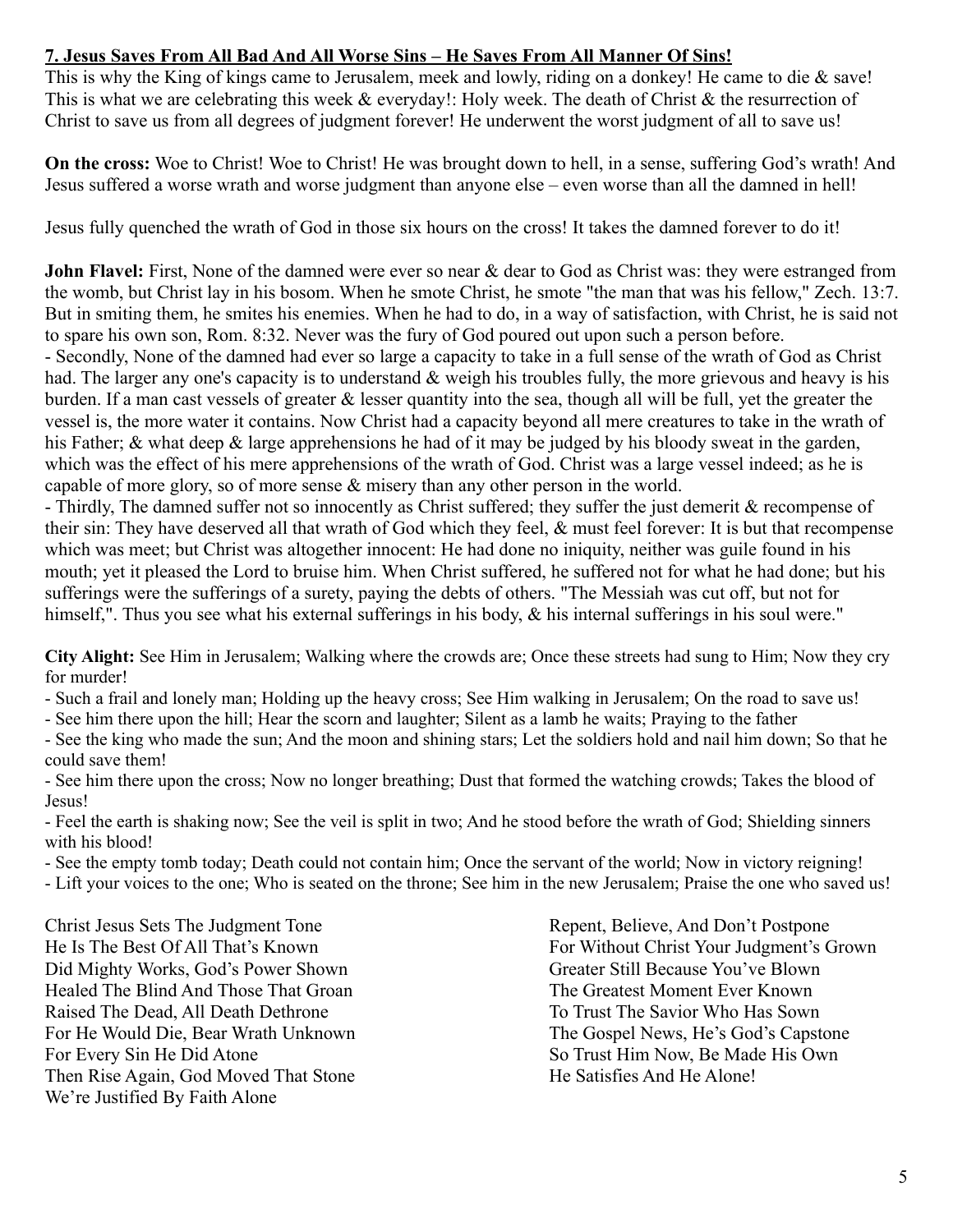**7. Jesus Saves From All Bad And All Worse Sins – He Saves From All Manner Of Sins!**

This is why the King of kings came to Jerusalem, meek and lowly, riding on a donkey! He came to die & save! This is what we are celebrating this week & everyday!: Holy week. The death of Christ & the resurrection of Christ to save us from all degrees of judgment forever! He underwent the worst judgment of all to save us!

**On the cross:** Woe to Christ! Woe to Christ! He was brought down to hell, in a sense, suffering God's wrath! And Jesus suffered a worse wrath and worse judgment than anyone else – even worse than all the damned in hell!

Jesus fully quenched the wrath of God in those six hours on the cross! It takes the damned forever to do it!

**John Flavel:** First, None of the damned were ever so near & dear to God as Christ was: they were estranged from the womb, but Christ lay in his bosom. When he smote Christ, he smote "the man that was his fellow," Zech. 13:7. But in smiting them, he smites his enemies. When he had to do, in a way of satisfaction, with Christ, he is said not to spare his own son, Rom. 8:32. Never was the fury of God poured out upon such a person before.

- Secondly, None of the damned had ever so large a capacity to take in a full sense of the wrath of God as Christ had. The larger any one's capacity is to understand & weigh his troubles fully, the more grievous and heavy is his burden. If a man cast vessels of greater & lesser quantity into the sea, though all will be full, yet the greater the vessel is, the more water it contains. Now Christ had a capacity beyond all mere creatures to take in the wrath of his Father; & what deep & large apprehensions he had of it may be judged by his bloody sweat in the garden, which was the effect of his mere apprehensions of the wrath of God. Christ was a large vessel indeed; as he is capable of more glory, so of more sense & misery than any other person in the world.
- Thirdly, The damned suffer not so innocently as Christ suffered; they suffer the just demerit & recompense of their sin: They have deserved all that wrath of God which they feel, & must feel forever: It is but that recompense which was meet; but Christ was altogether innocent: He had done no iniquity, neither was guile found in his mouth; yet it pleased the Lord to bruise him. When Christ suffered, he suffered not for what he had done; but his sufferings were the sufferings of a surety, paying the debts of others. "The Messiah was cut off, but not for himself,". Thus you see what his external sufferings in his body, & his internal sufferings in his soul were."

**City Alight:** See Him in Jerusalem; Walking where the crowds are; Once these streets had sung to Him; Now they cry for murder!

- Such a frail and lonely man; Holding up the heavy cross; See Him walking in Jerusalem; On the road to save us!
- See him there upon the hill; Hear the scorn and laughter; Silent as a lamb he waits; Praying to the father
- See the king who made the sun; And the moon and shining stars; Let the soldiers hold and nail him down; So that he could save them!
- See him there upon the cross; Now no longer breathing; Dust that formed the watching crowds; Takes the blood of Jesus!
- Feel the earth is shaking now; See the veil is split in two; And he stood before the wrath of God; Shielding sinners with his blood!
- See the empty tomb today; Death could not contain him; Once the servant of the world; Now in victory reigning!
- Lift your voices to the one; Who is seated on the throne; See him in the new Jerusalem; Praise the one who saved us!

Christ Jesus Sets The Judgment Tone
He Is The Best Of All That's Known
Did Mighty Works, God's Power Shown
Healed The Blind And Those That Groan
Raised The Dead, All Death Dethrone
For He Would Die, Bear Wrath Unknown
For Every Sin He Did Atone
Then Rise Again, God Moved That Stone
We're Justified By Faith Alone

Repent, Believe, And Don't Postpone
For Without Christ Your Judgment's Grown
Greater Still Because You've Blown
The Greatest Moment Ever Known
To Trust The Savior Who Has Sown
The Gospel News, He's God's Capstone
So Trust Him Now, Be Made His Own
He Satisfies And He Alone!